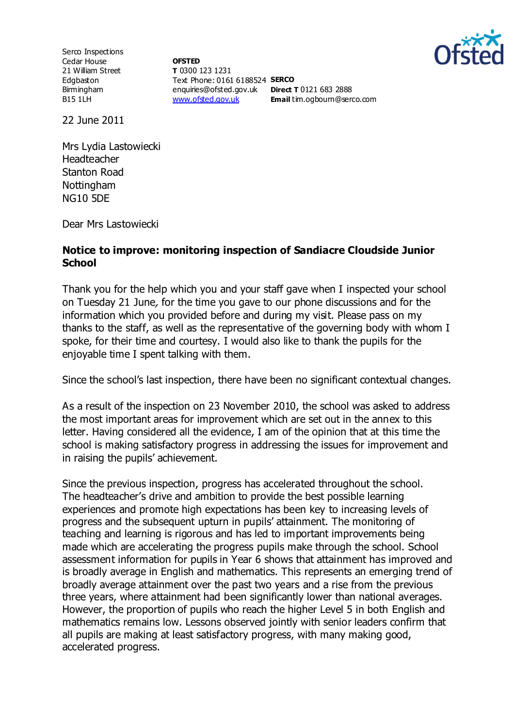Serco Inspections
Cedar House
21 William Street
Edgbaston
Birmingham
B15 1LH

**OFSTED**
**T** 0300 123 1231
Text Phone: 0161 6188524
enquiries@ofsted.gov.uk
www.ofsted.gov.uk

**SERCO**
**Direct T** 0121 683 2888
**Email** tim.ogbourn@serco.com

22 June 2011

Mrs Lydia Lastowiecki
Headteacher
Stanton Road
Nottingham
NG10 5DE

Dear Mrs Lastowiecki

**Notice to improve: monitoring inspection of Sandiacre Cloudside Junior School**

Thank you for the help which you and your staff gave when I inspected your school on Tuesday 21 June, for the time you gave to our phone discussions and for the information which you provided before and during my visit. Please pass on my thanks to the staff, as well as the representative of the governing body with whom I spoke, for their time and courtesy. I would also like to thank the pupils for the enjoyable time I spent talking with them.

Since the school's last inspection, there have been no significant contextual changes.

As a result of the inspection on 23 November 2010, the school was asked to address the most important areas for improvement which are set out in the annex to this letter. Having considered all the evidence, I am of the opinion that at this time the school is making satisfactory progress in addressing the issues for improvement and in raising the pupils' achievement.

Since the previous inspection, progress has accelerated throughout the school. The headteacher's drive and ambition to provide the best possible learning experiences and promote high expectations has been key to increasing levels of progress and the subsequent upturn in pupils' attainment. The monitoring of teaching and learning is rigorous and has led to important improvements being made which are accelerating the progress pupils make through the school. School assessment information for pupils in Year 6 shows that attainment has improved and is broadly average in English and mathematics. This represents an emerging trend of broadly average attainment over the past two years and a rise from the previous three years, where attainment had been significantly lower than national averages. However, the proportion of pupils who reach the higher Level 5 in both English and mathematics remains low. Lessons observed jointly with senior leaders confirm that all pupils are making at least satisfactory progress, with many making good, accelerated progress.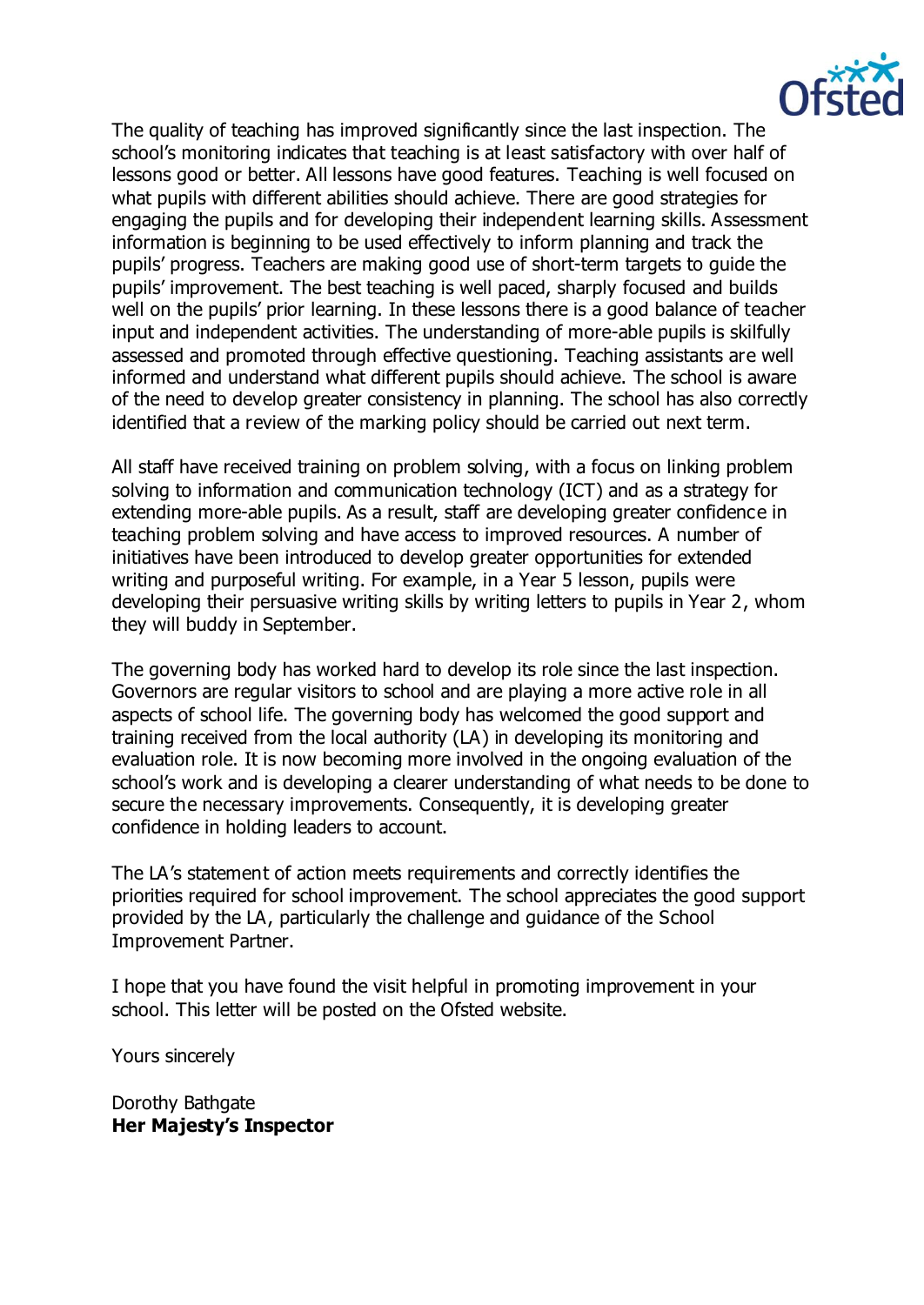The quality of teaching has improved significantly since the last inspection. The school's monitoring indicates that teaching is at least satisfactory with over half of lessons good or better. All lessons have good features. Teaching is well focused on what pupils with different abilities should achieve. There are good strategies for engaging the pupils and for developing their independent learning skills. Assessment information is beginning to be used effectively to inform planning and track the pupils' progress. Teachers are making good use of short-term targets to guide the pupils' improvement. The best teaching is well paced, sharply focused and builds well on the pupils' prior learning. In these lessons there is a good balance of teacher input and independent activities. The understanding of more-able pupils is skilfully assessed and promoted through effective questioning. Teaching assistants are well informed and understand what different pupils should achieve. The school is aware of the need to develop greater consistency in planning. The school has also correctly identified that a review of the marking policy should be carried out next term.

All staff have received training on problem solving, with a focus on linking problem solving to information and communication technology (ICT) and as a strategy for extending more-able pupils. As a result, staff are developing greater confidence in teaching problem solving and have access to improved resources. A number of initiatives have been introduced to develop greater opportunities for extended writing and purposeful writing. For example, in a Year 5 lesson, pupils were developing their persuasive writing skills by writing letters to pupils in Year 2, whom they will buddy in September.

The governing body has worked hard to develop its role since the last inspection. Governors are regular visitors to school and are playing a more active role in all aspects of school life. The governing body has welcomed the good support and training received from the local authority (LA) in developing its monitoring and evaluation role. It is now becoming more involved in the ongoing evaluation of the school's work and is developing a clearer understanding of what needs to be done to secure the necessary improvements. Consequently, it is developing greater confidence in holding leaders to account.

The LA's statement of action meets requirements and correctly identifies the priorities required for school improvement. The school appreciates the good support provided by the LA, particularly the challenge and guidance of the School Improvement Partner.

I hope that you have found the visit helpful in promoting improvement in your school. This letter will be posted on the Ofsted website.

Yours sincerely

Dorothy Bathgate
**Her Majesty's Inspector**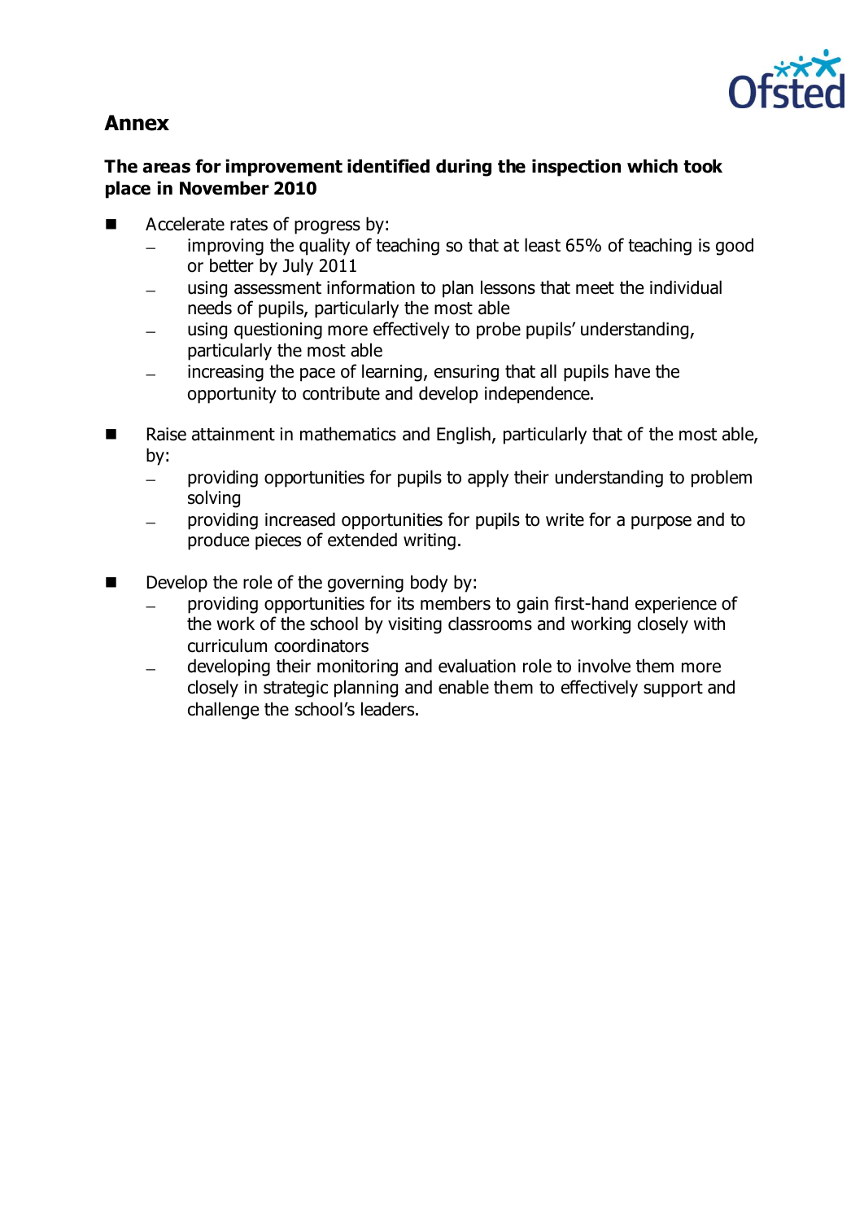## Annex

**The areas for improvement identified during the inspection which took place in November 2010**

- Accelerate rates of progress by:
  - improving the quality of teaching so that at least 65% of teaching is good or better by July 2011
  - using assessment information to plan lessons that meet the individual needs of pupils, particularly the most able
  - using questioning more effectively to probe pupils' understanding, particularly the most able
  - increasing the pace of learning, ensuring that all pupils have the opportunity to contribute and develop independence.

- Raise attainment in mathematics and English, particularly that of the most able, by:
  - providing opportunities for pupils to apply their understanding to problem solving
  - providing increased opportunities for pupils to write for a purpose and to produce pieces of extended writing.

- Develop the role of the governing body by:
  - providing opportunities for its members to gain first-hand experience of the work of the school by visiting classrooms and working closely with curriculum coordinators
  - developing their monitoring and evaluation role to involve them more closely in strategic planning and enable them to effectively support and challenge the school's leaders.